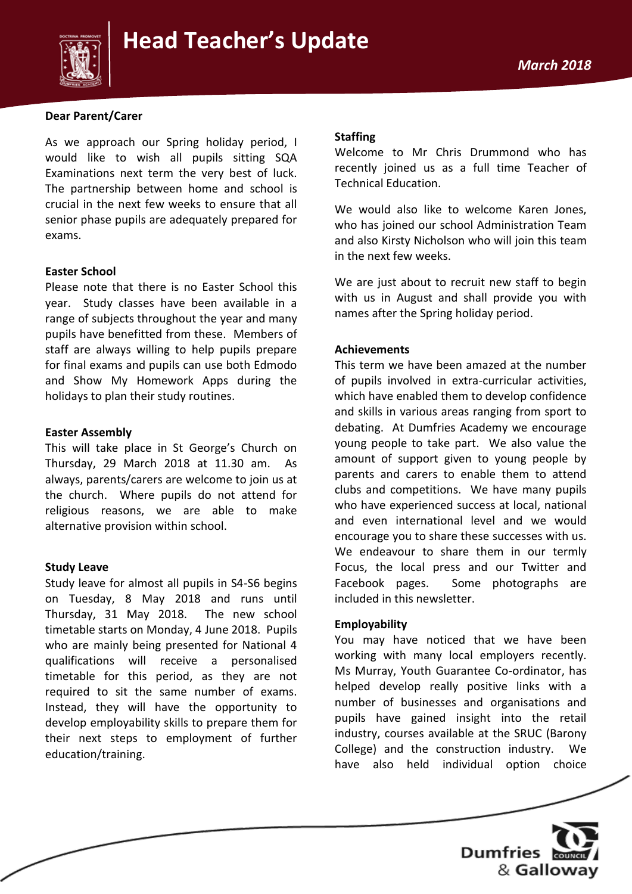# Head Teacher's Update

*March 2018*

**Dear Parent/Carer**

As we approach our Spring holiday period, I would like to wish all pupils sitting SQA Examinations next term the very best of luck. The partnership between home and school is crucial in the next few weeks to ensure that all senior phase pupils are adequately prepared for exams.

### Easter School

Please note that there is no Easter School this year. Study classes have been available in a range of subjects throughout the year and many pupils have benefitted from these. Members of staff are always willing to help pupils prepare for final exams and pupils can use both Edmodo and Show My Homework Apps during the holidays to plan their study routines.

### Easter Assembly

This will take place in St George's Church on Thursday, 29 March 2018 at 11.30 am. As always, parents/carers are welcome to join us at the church. Where pupils do not attend for religious reasons, we are able to make alternative provision within school.

### Study Leave

Study leave for almost all pupils in S4-S6 begins on Tuesday, 8 May 2018 and runs until Thursday, 31 May 2018. The new school timetable starts on Monday, 4 June 2018. Pupils who are mainly being presented for National 4 qualifications will receive a personalised timetable for this period, as they are not required to sit the same number of exams. Instead, they will have the opportunity to develop employability skills to prepare them for their next steps to employment of further education/training.

### Staffing

Welcome to Mr Chris Drummond who has recently joined us as a full time Teacher of Technical Education.

We would also like to welcome Karen Jones, who has joined our school Administration Team and also Kirsty Nicholson who will join this team in the next few weeks.

We are just about to recruit new staff to begin with us in August and shall provide you with names after the Spring holiday period.

### Achievements

This term we have been amazed at the number of pupils involved in extra-curricular activities, which have enabled them to develop confidence and skills in various areas ranging from sport to debating. At Dumfries Academy we encourage young people to take part. We also value the amount of support given to young people by parents and carers to enable them to attend clubs and competitions. We have many pupils who have experienced success at local, national and even international level and we would encourage you to share these successes with us. We endeavour to share them in our termly Focus, the local press and our Twitter and Facebook pages. Some photographs are included in this newsletter.

### Employability

You may have noticed that we have been working with many local employers recently. Ms Murray, Youth Guarantee Co-ordinator, has helped develop really positive links with a number of businesses and organisations and pupils have gained insight into the retail industry, courses available at the SRUC (Barony College) and the construction industry. We have also held individual option choice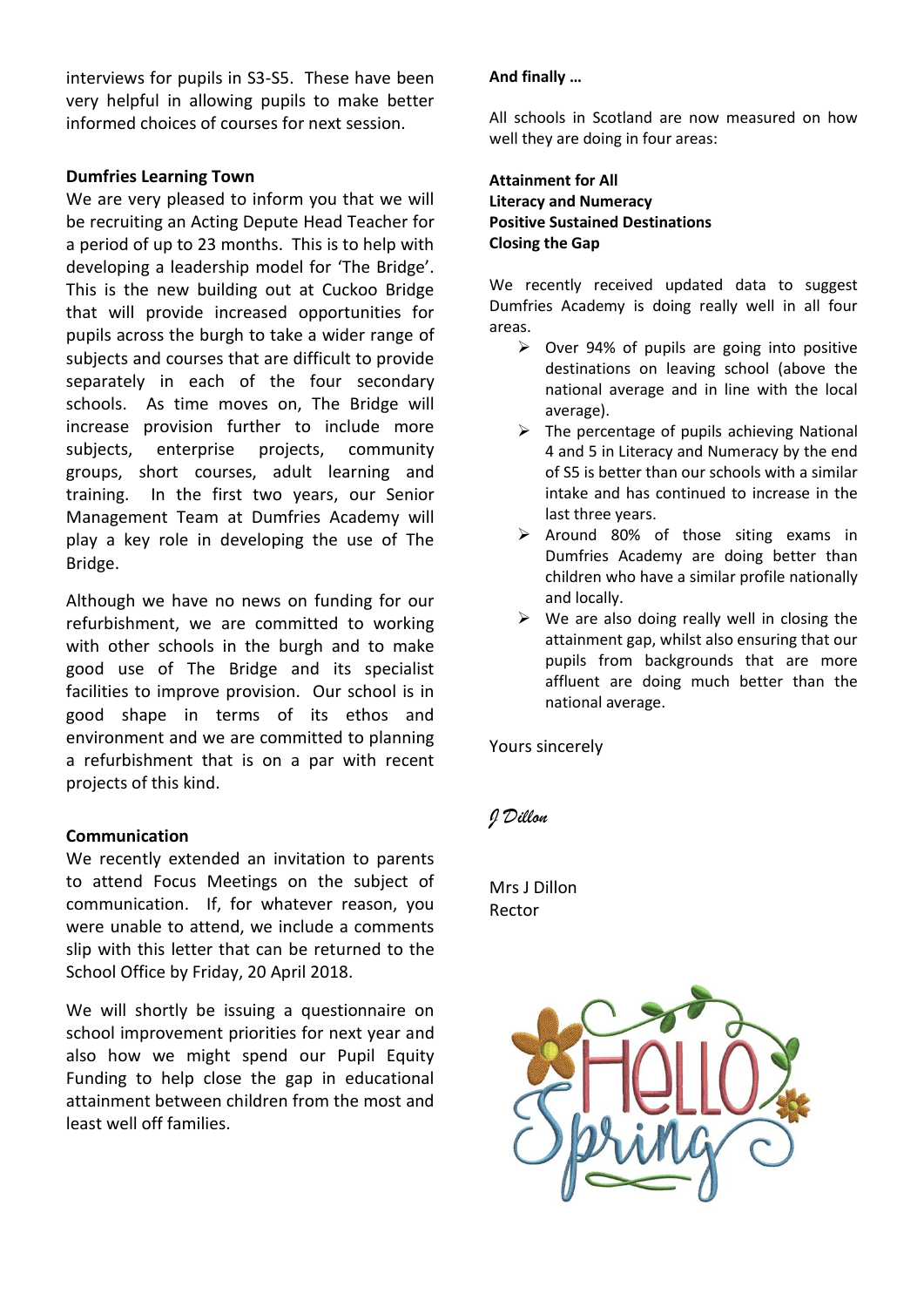interviews for pupils in S3-S5. These have been very helpful in allowing pupils to make better informed choices of courses for next session.

**Dumfries Learning Town**

We are very pleased to inform you that we will be recruiting an Acting Depute Head Teacher for a period of up to 23 months. This is to help with developing a leadership model for 'The Bridge'. This is the new building out at Cuckoo Bridge that will provide increased opportunities for pupils across the burgh to take a wider range of subjects and courses that are difficult to provide separately in each of the four secondary schools. As time moves on, The Bridge will increase provision further to include more subjects, enterprise projects, community groups, short courses, adult learning and training. In the first two years, our Senior Management Team at Dumfries Academy will play a key role in developing the use of The Bridge.

Although we have no news on funding for our refurbishment, we are committed to working with other schools in the burgh and to make good use of The Bridge and its specialist facilities to improve provision. Our school is in good shape in terms of its ethos and environment and we are committed to planning a refurbishment that is on a par with recent projects of this kind.

**Communication**

We recently extended an invitation to parents to attend Focus Meetings on the subject of communication. If, for whatever reason, you were unable to attend, we include a comments slip with this letter that can be returned to the School Office by Friday, 20 April 2018.

We will shortly be issuing a questionnaire on school improvement priorities for next year and also how we might spend our Pupil Equity Funding to help close the gap in educational attainment between children from the most and least well off families.

**And finally …**

All schools in Scotland are now measured on how well they are doing in four areas:

**Attainment for All**
**Literacy and Numeracy**
**Positive Sustained Destinations**
**Closing the Gap**

We recently received updated data to suggest Dumfries Academy is doing really well in all four areas.

- Over 94% of pupils are going into positive destinations on leaving school (above the national average and in line with the local average).
- The percentage of pupils achieving National 4 and 5 in Literacy and Numeracy by the end of S5 is better than our schools with a similar intake and has continued to increase in the last three years.
- Around 80% of those siting exams in Dumfries Academy are doing better than children who have a similar profile nationally and locally.
- We are also doing really well in closing the attainment gap, whilst also ensuring that our pupils from backgrounds that are more affluent are doing much better than the national average.

Yours sincerely

*J Dillon*

Mrs J Dillon
Rector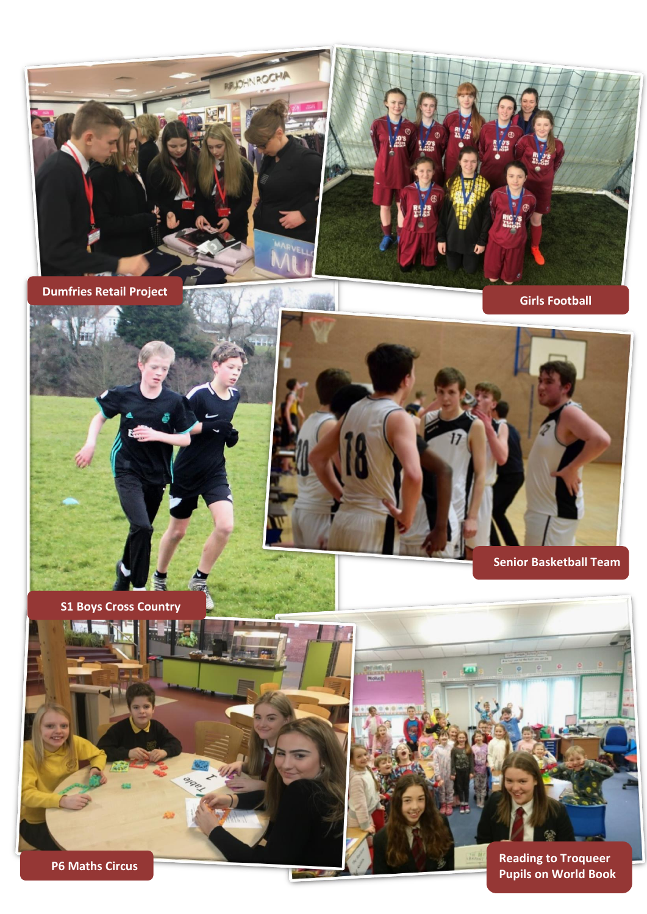Dumfries Retail Project

Girls Football

Senior Basketball Team

S1 Boys Cross Country

P6 Maths Circus

Reading to Troqueer Pupils on World Book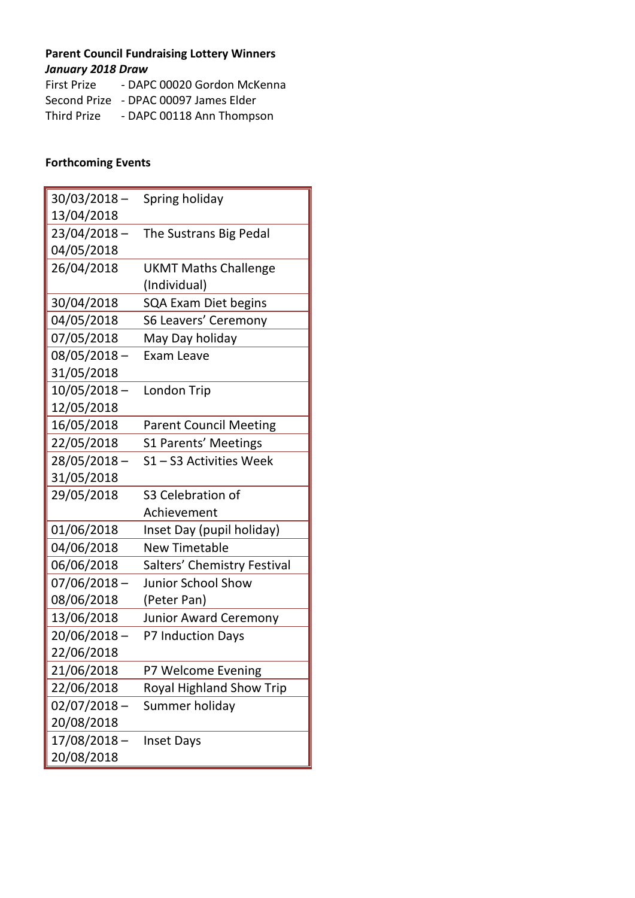**Parent Council Fundraising Lottery Winners**

***January 2018 Draw***

First Prize - DAPC 00020 Gordon McKenna
Second Prize - DPAC 00097 James Elder
Third Prize - DAPC 00118 Ann Thompson

**Forthcoming Events**

| | |
|---|---|
| 30/03/2018 – 13/04/2018 | Spring holiday |
| 23/04/2018 – 04/05/2018 | The Sustrans Big Pedal |
| 26/04/2018 | UKMT Maths Challenge (Individual) |
| 30/04/2018 | SQA Exam Diet begins |
| 04/05/2018 | S6 Leavers' Ceremony |
| 07/05/2018 | May Day holiday |
| 08/05/2018 – 31/05/2018 | Exam Leave |
| 10/05/2018 – 12/05/2018 | London Trip |
| 16/05/2018 | Parent Council Meeting |
| 22/05/2018 | S1 Parents' Meetings |
| 28/05/2018 – 31/05/2018 | S1 – S3 Activities Week |
| 29/05/2018 | S3 Celebration of Achievement |
| 01/06/2018 | Inset Day (pupil holiday) |
| 04/06/2018 | New Timetable |
| 06/06/2018 | Salters' Chemistry Festival |
| 07/06/2018 – 08/06/2018 | Junior School Show (Peter Pan) |
| 13/06/2018 | Junior Award Ceremony |
| 20/06/2018 – 22/06/2018 | P7 Induction Days |
| 21/06/2018 | P7 Welcome Evening |
| 22/06/2018 | Royal Highland Show Trip |
| 02/07/2018 – 20/08/2018 | Summer holiday |
| 17/08/2018 – 20/08/2018 | Inset Days |